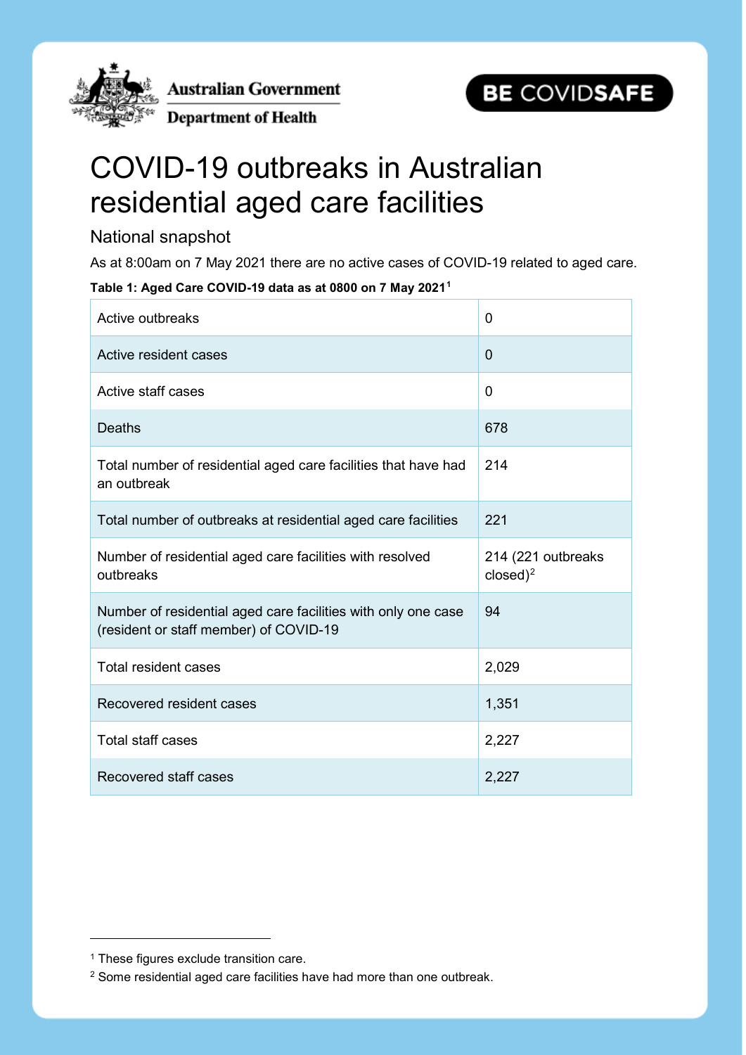Australian Government

Department of Health

BE COVIDSAFE

# COVID-19 outbreaks in Australian residential aged care facilities

## National snapshot

As at 8:00am on 7 May 2021 there are no active cases of COVID-19 related to aged care.

**Table 1: Aged Care COVID-19 data as at 0800 on 7 May 2021**[1]

| | |
|---|---|
| Active outbreaks | 0 |
| Active resident cases | 0 |
| Active staff cases | 0 |
| Deaths | 678 |
| Total number of residential aged care facilities that have had an outbreak | 214 |
| Total number of outbreaks at residential aged care facilities | 221 |
| Number of residential aged care facilities with resolved outbreaks | 214 (221 outbreaks closed)[2] |
| Number of residential aged care facilities with only one case (resident or staff member) of COVID-19 | 94 |
| Total resident cases | 2,029 |
| Recovered resident cases | 1,351 |
| Total staff cases | 2,227 |
| Recovered staff cases | 2,227 |

[1] These figures exclude transition care.

[2] Some residential aged care facilities have had more than one outbreak.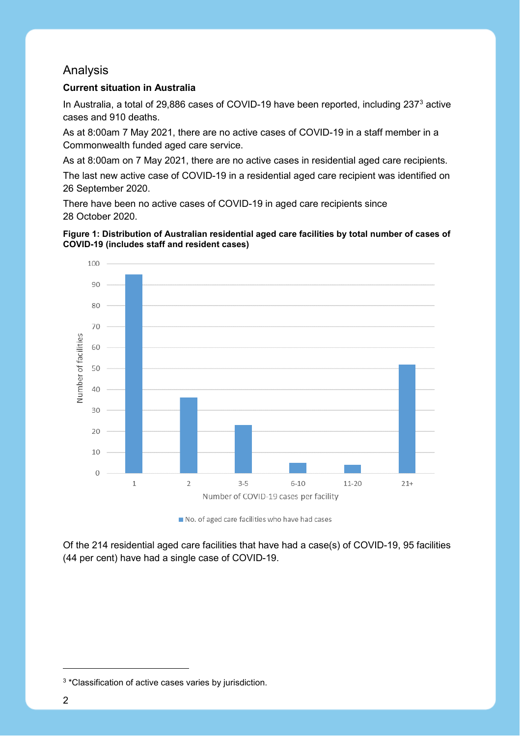## Analysis

### Current situation in Australia

In Australia, a total of 29,886 cases of COVID-19 have been reported, including 237[3] active cases and 910 deaths.

As at 8:00am 7 May 2021, there are no active cases of COVID-19 in a staff member in a Commonwealth funded aged care service.

As at 8:00am on 7 May 2021, there are no active cases in residential aged care recipients.

The last new active case of COVID-19 in a residential aged care recipient was identified on 26 September 2020.

There have been no active cases of COVID-19 in aged care recipients since 28 October 2020.

**Figure 1: Distribution of Australian residential aged care facilities by total number of cases of COVID-19 (includes staff and resident cases)**

Of the 214 residential aged care facilities that have had a case(s) of COVID-19, 95 facilities (44 per cent) have had a single case of COVID-19.

[3] *Classification of active cases varies by jurisdiction.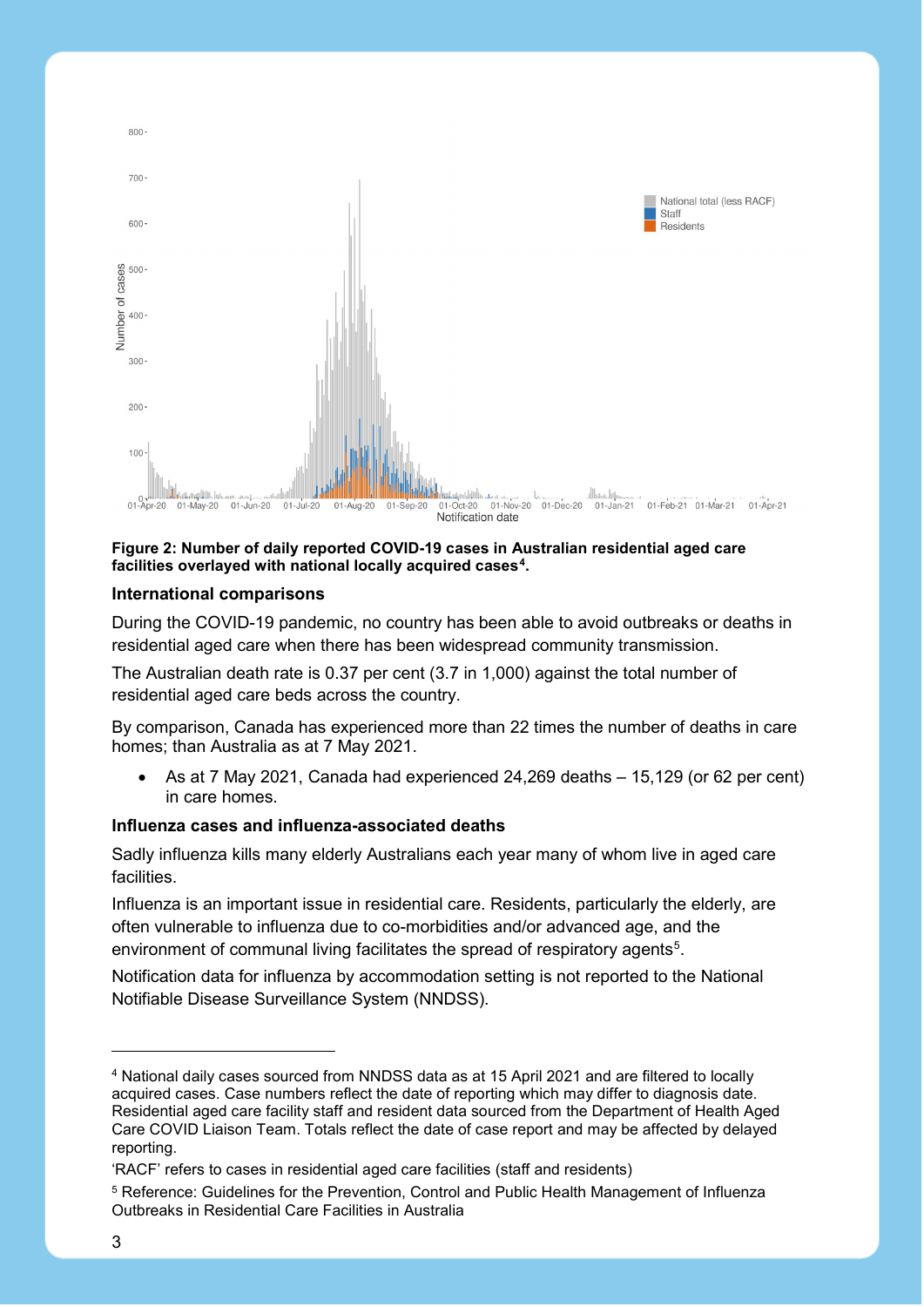**Figure 2: Number of daily reported COVID-19 cases in Australian residential aged care facilities overlayed with national locally acquired cases[4].**

### International comparisons

During the COVID-19 pandemic, no country has been able to avoid outbreaks or deaths in residential aged care when there has been widespread community transmission.

The Australian death rate is 0.37 per cent (3.7 in 1,000) against the total number of residential aged care beds across the country.

By comparison, Canada has experienced more than 22 times the number of deaths in care homes; than Australia as at 7 May 2021.

- As at 7 May 2021, Canada had experienced 24,269 deaths – 15,129 (or 62 per cent) in care homes.

### Influenza cases and influenza-associated deaths

Sadly influenza kills many elderly Australians each year many of whom live in aged care facilities.

Influenza is an important issue in residential care. Residents, particularly the elderly, are often vulnerable to influenza due to co-morbidities and/or advanced age, and the environment of communal living facilitates the spread of respiratory agents[5].

Notification data for influenza by accommodation setting is not reported to the National Notifiable Disease Surveillance System (NNDSS).

---

[4] National daily cases sourced from NNDSS data as at 15 April 2021 and are filtered to locally acquired cases. Case numbers reflect the date of reporting which may differ to diagnosis date. Residential aged care facility staff and resident data sourced from the Department of Health Aged Care COVID Liaison Team. Totals reflect the date of case report and may be affected by delayed reporting.

'RACF' refers to cases in residential aged care facilities (staff and residents)

[5] Reference: Guidelines for the Prevention, Control and Public Health Management of Influenza Outbreaks in Residential Care Facilities in Australia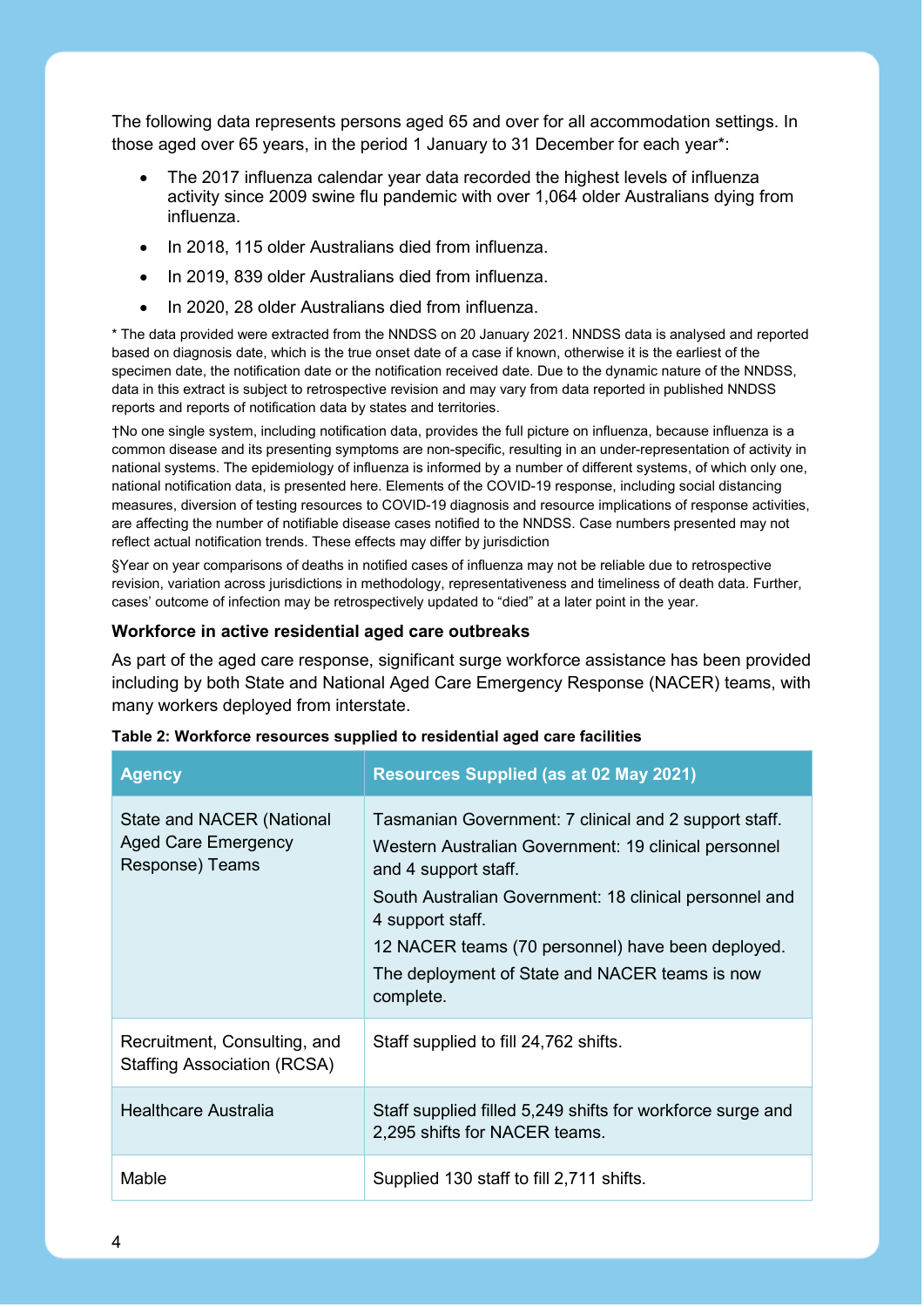The following data represents persons aged 65 and over for all accommodation settings. In those aged over 65 years, in the period 1 January to 31 December for each year*:

- The 2017 influenza calendar year data recorded the highest levels of influenza activity since 2009 swine flu pandemic with over 1,064 older Australians dying from influenza.
- In 2018, 115 older Australians died from influenza.
- In 2019, 839 older Australians died from influenza.
- In 2020, 28 older Australians died from influenza.

* The data provided were extracted from the NNDSS on 20 January 2021. NNDSS data is analysed and reported based on diagnosis date, which is the true onset date of a case if known, otherwise it is the earliest of the specimen date, the notification date or the notification received date. Due to the dynamic nature of the NNDSS, data in this extract is subject to retrospective revision and may vary from data reported in published NNDSS reports and reports of notification data by states and territories.

†No one single system, including notification data, provides the full picture on influenza, because influenza is a common disease and its presenting symptoms are non-specific, resulting in an under-representation of activity in national systems. The epidemiology of influenza is informed by a number of different systems, of which only one, national notification data, is presented here. Elements of the COVID-19 response, including social distancing measures, diversion of testing resources to COVID-19 diagnosis and resource implications of response activities, are affecting the number of notifiable disease cases notified to the NNDSS. Case numbers presented may not reflect actual notification trends. These effects may differ by jurisdiction

§Year on year comparisons of deaths in notified cases of influenza may not be reliable due to retrospective revision, variation across jurisdictions in methodology, representativeness and timeliness of death data. Further, cases' outcome of infection may be retrospectively updated to "died" at a later point in the year.

### Workforce in active residential aged care outbreaks

As part of the aged care response, significant surge workforce assistance has been provided including by both State and National Aged Care Emergency Response (NACER) teams, with many workers deployed from interstate.

**Table 2: Workforce resources supplied to residential aged care facilities**

| Agency | Resources Supplied (as at 02 May 2021) |
|---|---|
| State and NACER (National Aged Care Emergency Response) Teams | Tasmanian Government: 7 clinical and 2 support staff.<br>Western Australian Government: 19 clinical personnel and 4 support staff.<br>South Australian Government: 18 clinical personnel and 4 support staff.<br>12 NACER teams (70 personnel) have been deployed.<br>The deployment of State and NACER teams is now complete. |
| Recruitment, Consulting, and Staffing Association (RCSA) | Staff supplied to fill 24,762 shifts. |
| Healthcare Australia | Staff supplied filled 5,249 shifts for workforce surge and 2,295 shifts for NACER teams. |
| Mable | Supplied 130 staff to fill 2,711 shifts. |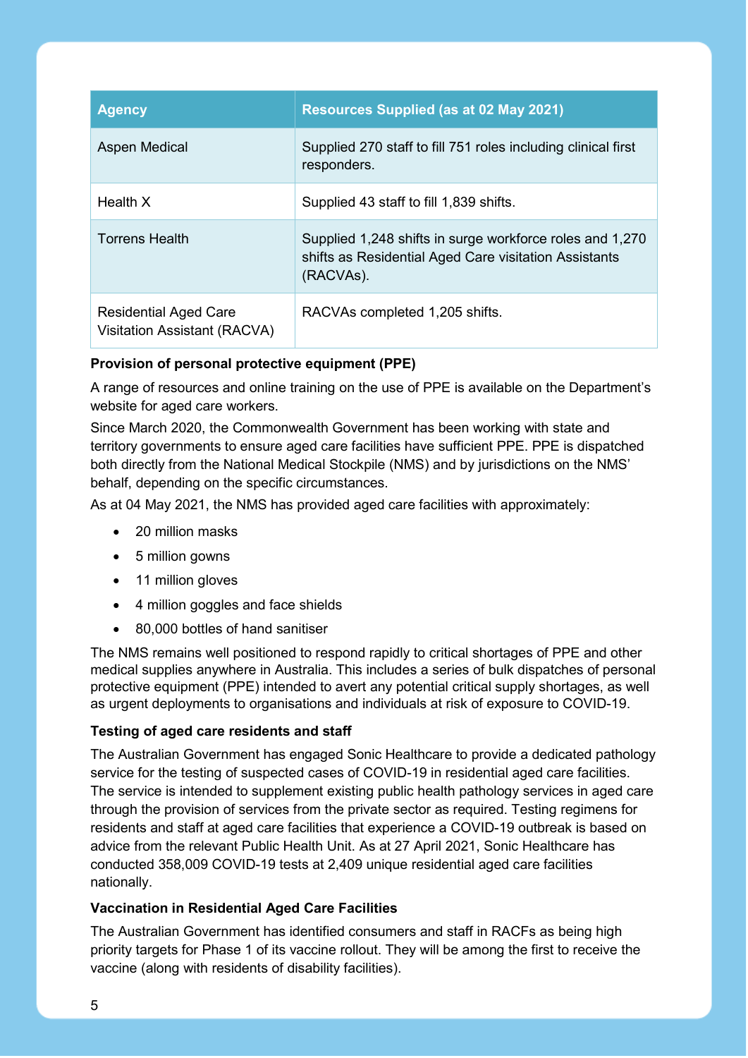| Agency | Resources Supplied (as at 02 May 2021) |
| --- | --- |
| Aspen Medical | Supplied 270 staff to fill 751 roles including clinical first responders. |
| Health X | Supplied 43 staff to fill 1,839 shifts. |
| Torrens Health | Supplied 1,248 shifts in surge workforce roles and 1,270 shifts as Residential Aged Care visitation Assistants (RACVAs). |
| Residential Aged Care Visitation Assistant (RACVA) | RACVAs completed 1,205 shifts. |

**Provision of personal protective equipment (PPE)**

A range of resources and online training on the use of PPE is available on the Department's website for aged care workers.

Since March 2020, the Commonwealth Government has been working with state and territory governments to ensure aged care facilities have sufficient PPE. PPE is dispatched both directly from the National Medical Stockpile (NMS) and by jurisdictions on the NMS' behalf, depending on the specific circumstances.

As at 04 May 2021, the NMS has provided aged care facilities with approximately:

- 20 million masks
- 5 million gowns
- 11 million gloves
- 4 million goggles and face shields
- 80,000 bottles of hand sanitiser

The NMS remains well positioned to respond rapidly to critical shortages of PPE and other medical supplies anywhere in Australia. This includes a series of bulk dispatches of personal protective equipment (PPE) intended to avert any potential critical supply shortages, as well as urgent deployments to organisations and individuals at risk of exposure to COVID-19.

**Testing of aged care residents and staff**

The Australian Government has engaged Sonic Healthcare to provide a dedicated pathology service for the testing of suspected cases of COVID-19 in residential aged care facilities. The service is intended to supplement existing public health pathology services in aged care through the provision of services from the private sector as required. Testing regimens for residents and staff at aged care facilities that experience a COVID-19 outbreak is based on advice from the relevant Public Health Unit. As at 27 April 2021, Sonic Healthcare has conducted 358,009 COVID-19 tests at 2,409 unique residential aged care facilities nationally.

**Vaccination in Residential Aged Care Facilities**

The Australian Government has identified consumers and staff in RACFs as being high priority targets for Phase 1 of its vaccine rollout. They will be among the first to receive the vaccine (along with residents of disability facilities).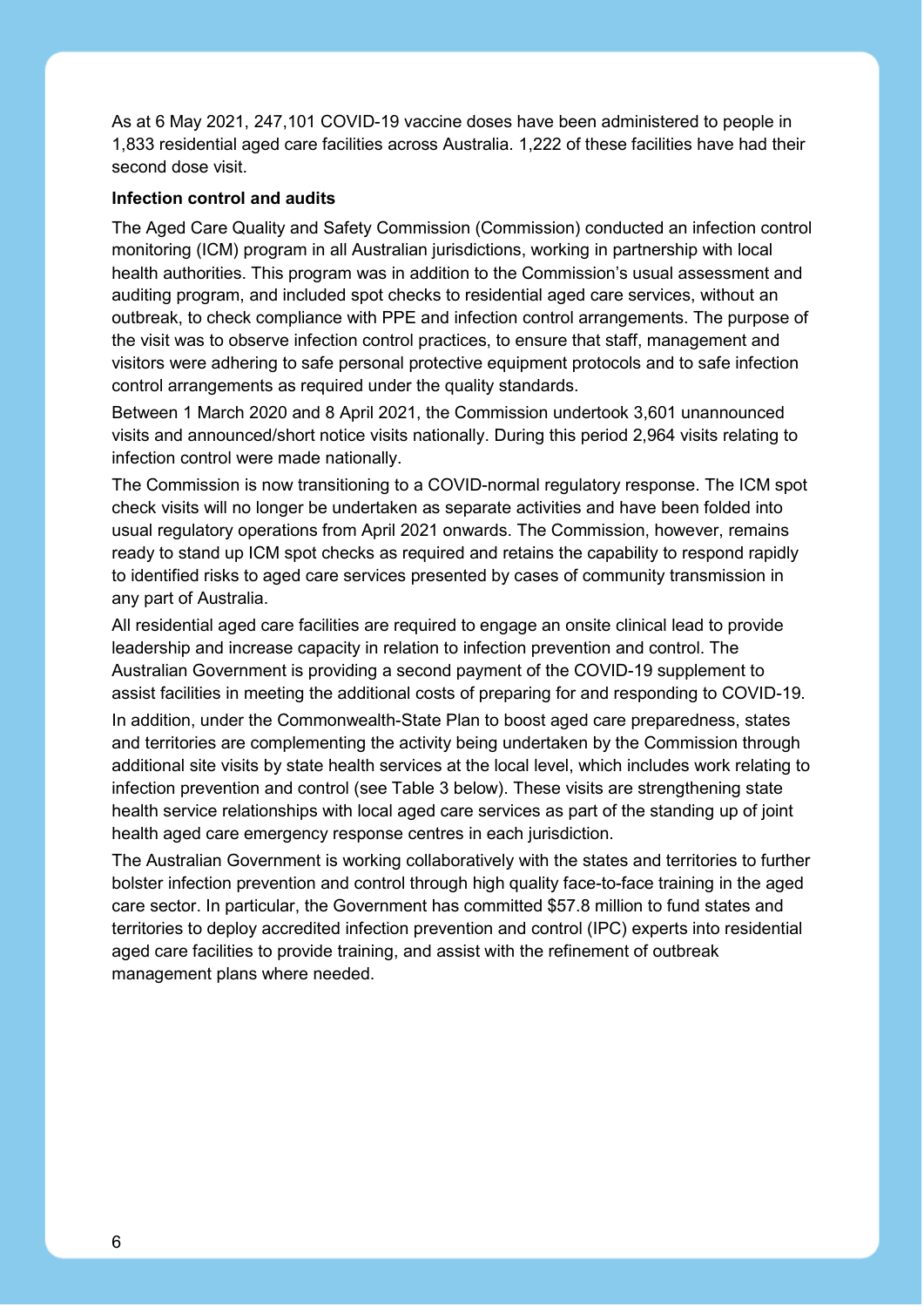As at 6 May 2021, 247,101 COVID-19 vaccine doses have been administered to people in 1,833 residential aged care facilities across Australia. 1,222 of these facilities have had their second dose visit.

**Infection control and audits**

The Aged Care Quality and Safety Commission (Commission) conducted an infection control monitoring (ICM) program in all Australian jurisdictions, working in partnership with local health authorities. This program was in addition to the Commission's usual assessment and auditing program, and included spot checks to residential aged care services, without an outbreak, to check compliance with PPE and infection control arrangements. The purpose of the visit was to observe infection control practices, to ensure that staff, management and visitors were adhering to safe personal protective equipment protocols and to safe infection control arrangements as required under the quality standards.

Between 1 March 2020 and 8 April 2021, the Commission undertook 3,601 unannounced visits and announced/short notice visits nationally. During this period 2,964 visits relating to infection control were made nationally.

The Commission is now transitioning to a COVID-normal regulatory response. The ICM spot check visits will no longer be undertaken as separate activities and have been folded into usual regulatory operations from April 2021 onwards. The Commission, however, remains ready to stand up ICM spot checks as required and retains the capability to respond rapidly to identified risks to aged care services presented by cases of community transmission in any part of Australia.

All residential aged care facilities are required to engage an onsite clinical lead to provide leadership and increase capacity in relation to infection prevention and control. The Australian Government is providing a second payment of the COVID-19 supplement to assist facilities in meeting the additional costs of preparing for and responding to COVID-19.

In addition, under the Commonwealth-State Plan to boost aged care preparedness, states and territories are complementing the activity being undertaken by the Commission through additional site visits by state health services at the local level, which includes work relating to infection prevention and control (see Table 3 below). These visits are strengthening state health service relationships with local aged care services as part of the standing up of joint health aged care emergency response centres in each jurisdiction.

The Australian Government is working collaboratively with the states and territories to further bolster infection prevention and control through high quality face-to-face training in the aged care sector. In particular, the Government has committed $57.8 million to fund states and territories to deploy accredited infection prevention and control (IPC) experts into residential aged care facilities to provide training, and assist with the refinement of outbreak management plans where needed.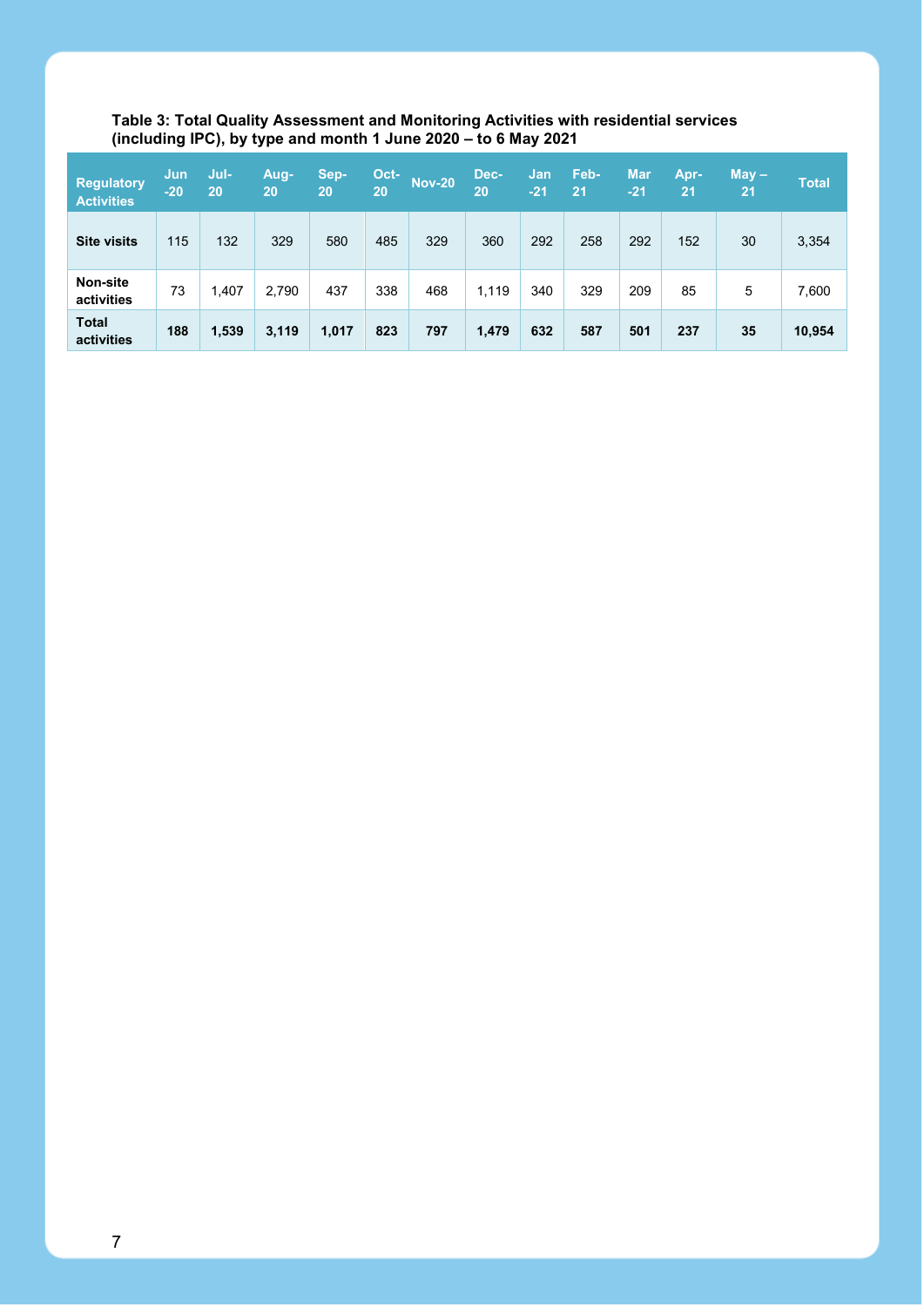**Table 3: Total Quality Assessment and Monitoring Activities with residential services (including IPC), by type and month 1 June 2020 – to 6 May 2021**

| Regulatory Activities | Jun -20 | Jul-20 | Aug-20 | Sep-20 | Oct-20 | Nov-20 | Dec-20 | Jan -21 | Feb-21 | Mar -21 | Apr-21 | May – 21 | Total |
|---|---|---|---|---|---|---|---|---|---|---|---|---|---|
| **Site visits** | 115 | 132 | 329 | 580 | 485 | 329 | 360 | 292 | 258 | 292 | 152 | 30 | 3,354 |
| **Non-site activities** | 73 | 1,407 | 2,790 | 437 | 338 | 468 | 1,119 | 340 | 329 | 209 | 85 | 5 | 7,600 |
| **Total activities** | **188** | **1,539** | **3,119** | **1,017** | **823** | **797** | **1,479** | **632** | **587** | **501** | **237** | **35** | **10,954** |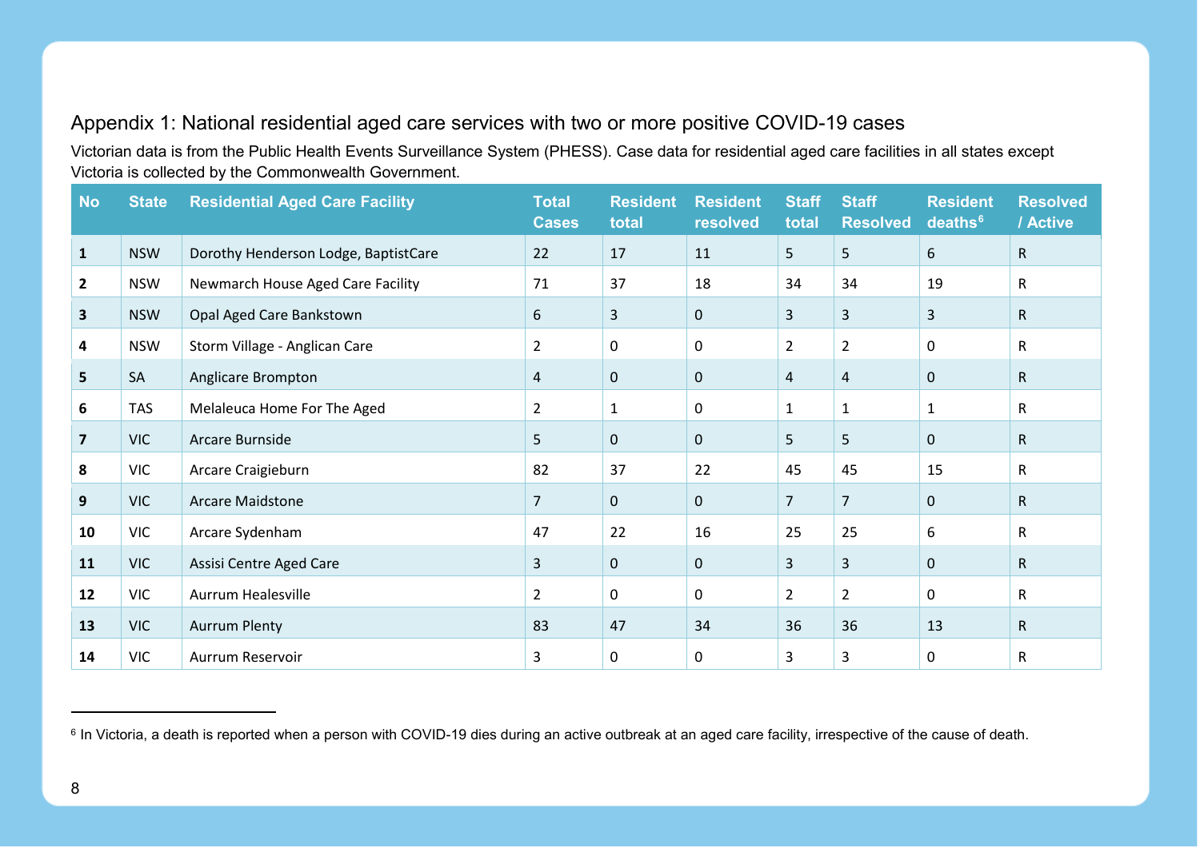## Appendix 1: National residential aged care services with two or more positive COVID-19 cases

Victorian data is from the Public Health Events Surveillance System (PHESS). Case data for residential aged care facilities in all states except Victoria is collected by the Commonwealth Government.

| No | State | Residential Aged Care Facility | Total Cases | Resident total | Resident resolved | Staff total | Staff Resolved | Resident deaths[6] | Resolved / Active |
|---|---|---|---|---|---|---|---|---|---|
| **1** | NSW | Dorothy Henderson Lodge, BaptistCare | 22 | 17 | 11 | 5 | 5 | 6 | R |
| **2** | NSW | Newmarch House Aged Care Facility | 71 | 37 | 18 | 34 | 34 | 19 | R |
| **3** | NSW | Opal Aged Care Bankstown | 6 | 3 | 0 | 3 | 3 | 3 | R |
| **4** | NSW | Storm Village - Anglican Care | 2 | 0 | 0 | 2 | 2 | 0 | R |
| **5** | SA | Anglicare Brompton | 4 | 0 | 0 | 4 | 4 | 0 | R |
| **6** | TAS | Melaleuca Home For The Aged | 2 | 1 | 0 | 1 | 1 | 1 | R |
| **7** | VIC | Arcare Burnside | 5 | 0 | 0 | 5 | 5 | 0 | R |
| **8** | VIC | Arcare Craigieburn | 82 | 37 | 22 | 45 | 45 | 15 | R |
| **9** | VIC | Arcare Maidstone | 7 | 0 | 0 | 7 | 7 | 0 | R |
| **10** | VIC | Arcare Sydenham | 47 | 22 | 16 | 25 | 25 | 6 | R |
| **11** | VIC | Assisi Centre Aged Care | 3 | 0 | 0 | 3 | 3 | 0 | R |
| **12** | VIC | Aurrum Healesville | 2 | 0 | 0 | 2 | 2 | 0 | R |
| **13** | VIC | Aurrum Plenty | 83 | 47 | 34 | 36 | 36 | 13 | R |
| **14** | VIC | Aurrum Reservoir | 3 | 0 | 0 | 3 | 3 | 0 | R |

[6] In Victoria, a death is reported when a person with COVID-19 dies during an active outbreak at an aged care facility, irrespective of the cause of death.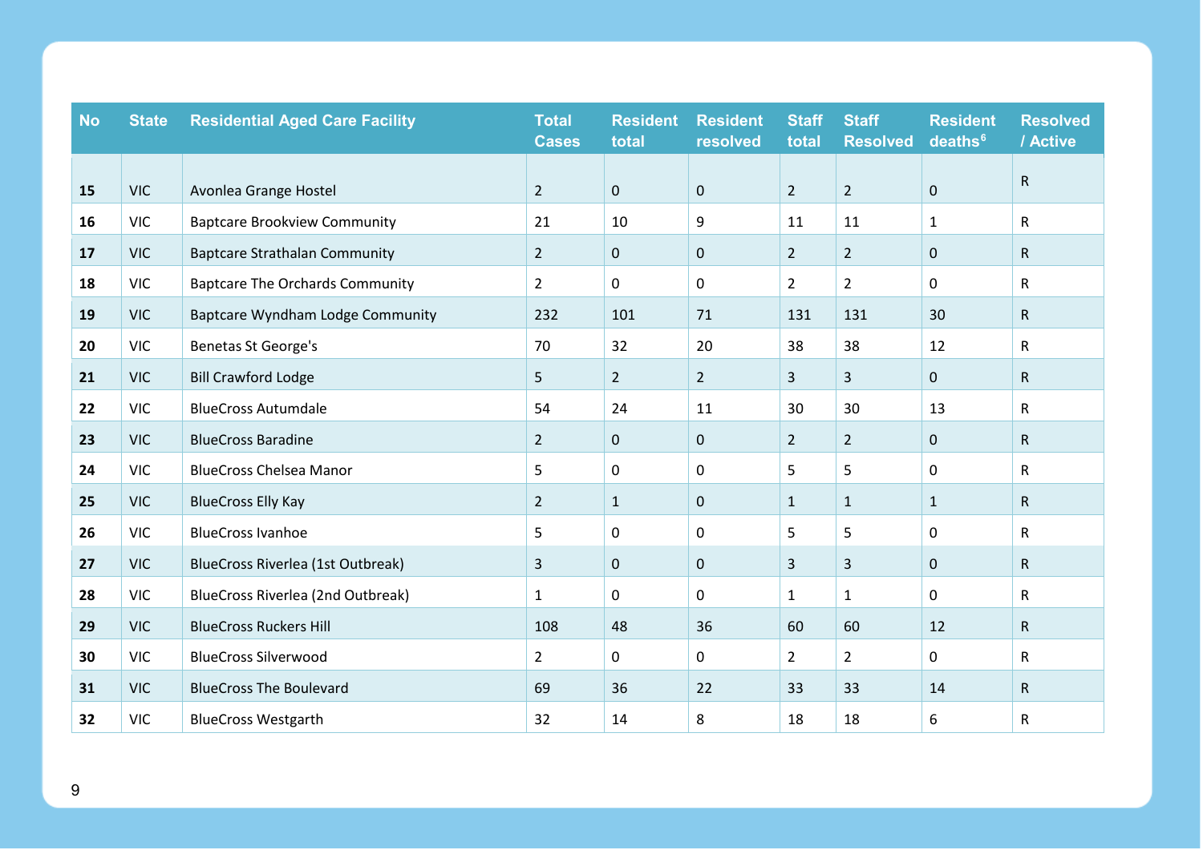| No | State | Residential Aged Care Facility | Total Cases | Resident total | Resident resolved | Staff total | Staff Resolved | Resident deaths[6] | Resolved / Active |
|---|---|---|---|---|---|---|---|---|---|
| **15** | VIC | Avonlea Grange Hostel | 2 | 0 | 0 | 2 | 2 | 0 | R |
| **16** | VIC | Baptcare Brookview Community | 21 | 10 | 9 | 11 | 11 | 1 | R |
| **17** | VIC | Baptcare Strathalan Community | 2 | 0 | 0 | 2 | 2 | 0 | R |
| **18** | VIC | Baptcare The Orchards Community | 2 | 0 | 0 | 2 | 2 | 0 | R |
| **19** | VIC | Baptcare Wyndham Lodge Community | 232 | 101 | 71 | 131 | 131 | 30 | R |
| **20** | VIC | Benetas St George's | 70 | 32 | 20 | 38 | 38 | 12 | R |
| **21** | VIC | Bill Crawford Lodge | 5 | 2 | 2 | 3 | 3 | 0 | R |
| **22** | VIC | BlueCross Autumdale | 54 | 24 | 11 | 30 | 30 | 13 | R |
| **23** | VIC | BlueCross Baradine | 2 | 0 | 0 | 2 | 2 | 0 | R |
| **24** | VIC | BlueCross Chelsea Manor | 5 | 0 | 0 | 5 | 5 | 0 | R |
| **25** | VIC | BlueCross Elly Kay | 2 | 1 | 0 | 1 | 1 | 1 | R |
| **26** | VIC | BlueCross Ivanhoe | 5 | 0 | 0 | 5 | 5 | 0 | R |
| **27** | VIC | BlueCross Riverlea (1st Outbreak) | 3 | 0 | 0 | 3 | 3 | 0 | R |
| **28** | VIC | BlueCross Riverlea (2nd Outbreak) | 1 | 0 | 0 | 1 | 1 | 0 | R |
| **29** | VIC | BlueCross Ruckers Hill | 108 | 48 | 36 | 60 | 60 | 12 | R |
| **30** | VIC | BlueCross Silverwood | 2 | 0 | 0 | 2 | 2 | 0 | R |
| **31** | VIC | BlueCross The Boulevard | 69 | 36 | 22 | 33 | 33 | 14 | R |
| **32** | VIC | BlueCross Westgarth | 32 | 14 | 8 | 18 | 18 | 6 | R |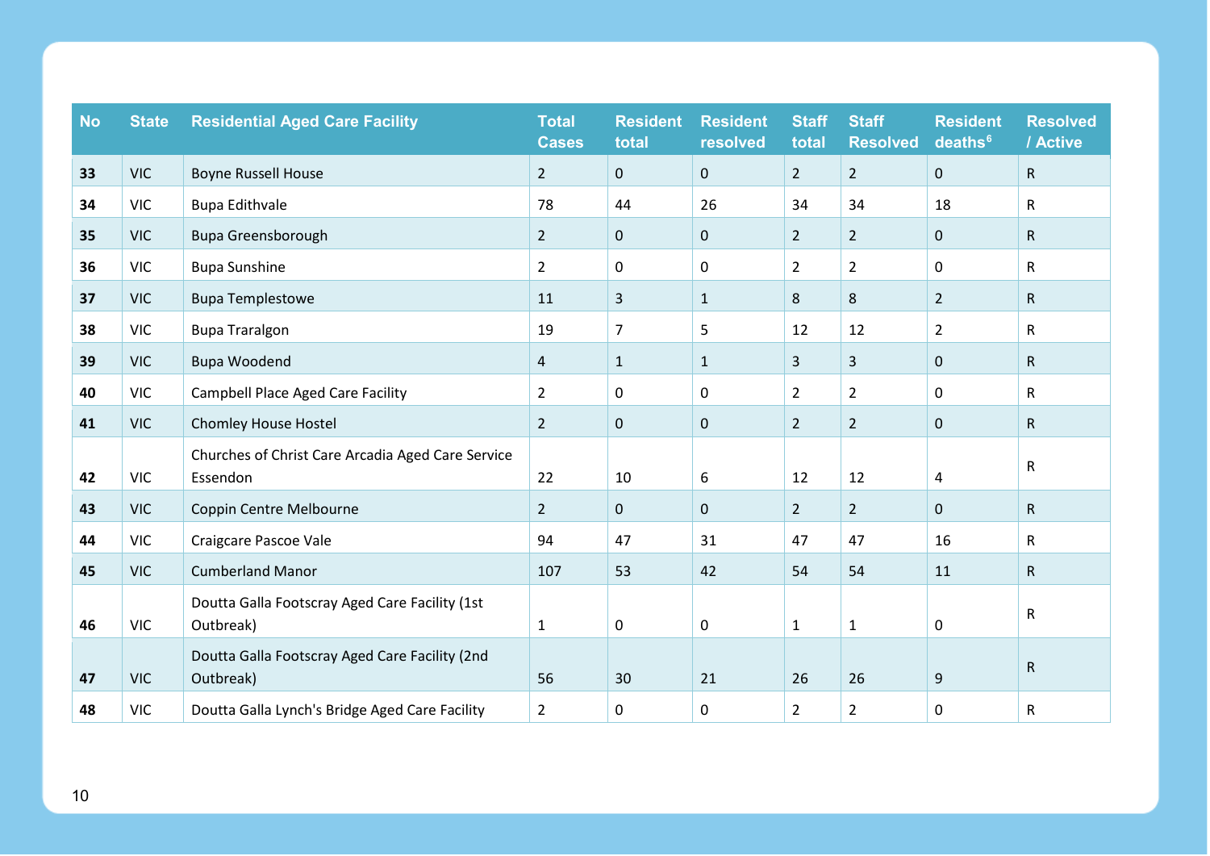| No | State | Residential Aged Care Facility | Total Cases | Resident total | Resident resolved | Staff total | Staff Resolved | Resident deaths[6] | Resolved / Active |
|---|---|---|---|---|---|---|---|---|---|
| **33** | VIC | Boyne Russell House | 2 | 0 | 0 | 2 | 2 | 0 | R |
| **34** | VIC | Bupa Edithvale | 78 | 44 | 26 | 34 | 34 | 18 | R |
| **35** | VIC | Bupa Greensborough | 2 | 0 | 0 | 2 | 2 | 0 | R |
| **36** | VIC | Bupa Sunshine | 2 | 0 | 0 | 2 | 2 | 0 | R |
| **37** | VIC | Bupa Templestowe | 11 | 3 | 1 | 8 | 8 | 2 | R |
| **38** | VIC | Bupa Traralgon | 19 | 7 | 5 | 12 | 12 | 2 | R |
| **39** | VIC | Bupa Woodend | 4 | 1 | 1 | 3 | 3 | 0 | R |
| **40** | VIC | Campbell Place Aged Care Facility | 2 | 0 | 0 | 2 | 2 | 0 | R |
| **41** | VIC | Chomley House Hostel | 2 | 0 | 0 | 2 | 2 | 0 | R |
| **42** | VIC | Churches of Christ Care Arcadia Aged Care Service Essendon | 22 | 10 | 6 | 12 | 12 | 4 | R |
| **43** | VIC | Coppin Centre Melbourne | 2 | 0 | 0 | 2 | 2 | 0 | R |
| **44** | VIC | Craigcare Pascoe Vale | 94 | 47 | 31 | 47 | 47 | 16 | R |
| **45** | VIC | Cumberland Manor | 107 | 53 | 42 | 54 | 54 | 11 | R |
| **46** | VIC | Doutta Galla Footscray Aged Care Facility (1st Outbreak) | 1 | 0 | 0 | 1 | 1 | 0 | R |
| **47** | VIC | Doutta Galla Footscray Aged Care Facility (2nd Outbreak) | 56 | 30 | 21 | 26 | 26 | 9 | R |
| **48** | VIC | Doutta Galla Lynch's Bridge Aged Care Facility | 2 | 0 | 0 | 2 | 2 | 0 | R |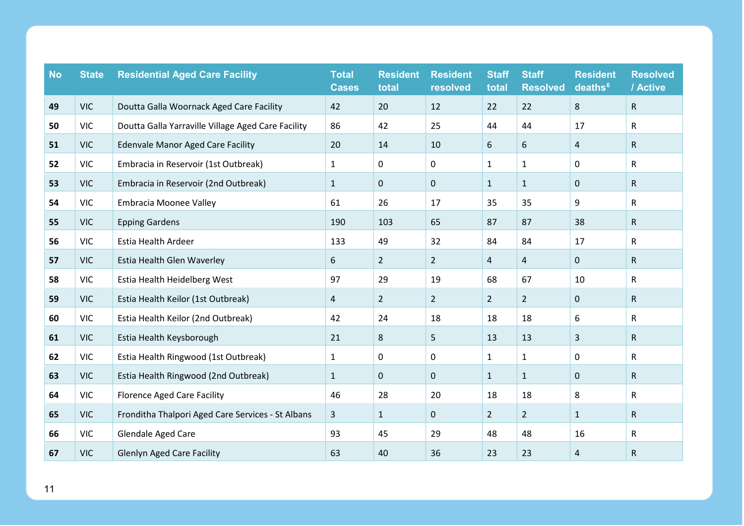| No | State | Residential Aged Care Facility | Total Cases | Resident total | Resident resolved | Staff total | Staff Resolved | Resident deaths[6] | Resolved / Active |
|---|---|---|---|---|---|---|---|---|---|
| **49** | VIC | Doutta Galla Woornack Aged Care Facility | 42 | 20 | 12 | 22 | 22 | 8 | R |
| **50** | VIC | Doutta Galla Yarraville Village Aged Care Facility | 86 | 42 | 25 | 44 | 44 | 17 | R |
| **51** | VIC | Edenvale Manor Aged Care Facility | 20 | 14 | 10 | 6 | 6 | 4 | R |
| **52** | VIC | Embracia in Reservoir (1st Outbreak) | 1 | 0 | 0 | 1 | 1 | 0 | R |
| **53** | VIC | Embracia in Reservoir (2nd Outbreak) | 1 | 0 | 0 | 1 | 1 | 0 | R |
| **54** | VIC | Embracia Moonee Valley | 61 | 26 | 17 | 35 | 35 | 9 | R |
| **55** | VIC | Epping Gardens | 190 | 103 | 65 | 87 | 87 | 38 | R |
| **56** | VIC | Estia Health Ardeer | 133 | 49 | 32 | 84 | 84 | 17 | R |
| **57** | VIC | Estia Health Glen Waverley | 6 | 2 | 2 | 4 | 4 | 0 | R |
| **58** | VIC | Estia Health Heidelberg West | 97 | 29 | 19 | 68 | 67 | 10 | R |
| **59** | VIC | Estia Health Keilor (1st Outbreak) | 4 | 2 | 2 | 2 | 2 | 0 | R |
| **60** | VIC | Estia Health Keilor (2nd Outbreak) | 42 | 24 | 18 | 18 | 18 | 6 | R |
| **61** | VIC | Estia Health Keysborough | 21 | 8 | 5 | 13 | 13 | 3 | R |
| **62** | VIC | Estia Health Ringwood (1st Outbreak) | 1 | 0 | 0 | 1 | 1 | 0 | R |
| **63** | VIC | Estia Health Ringwood (2nd Outbreak) | 1 | 0 | 0 | 1 | 1 | 0 | R |
| **64** | VIC | Florence Aged Care Facility | 46 | 28 | 20 | 18 | 18 | 8 | R |
| **65** | VIC | Fronditha Thalpori Aged Care Services - St Albans | 3 | 1 | 0 | 2 | 2 | 1 | R |
| **66** | VIC | Glendale Aged Care | 93 | 45 | 29 | 48 | 48 | 16 | R |
| **67** | VIC | Glenlyn Aged Care Facility | 63 | 40 | 36 | 23 | 23 | 4 | R |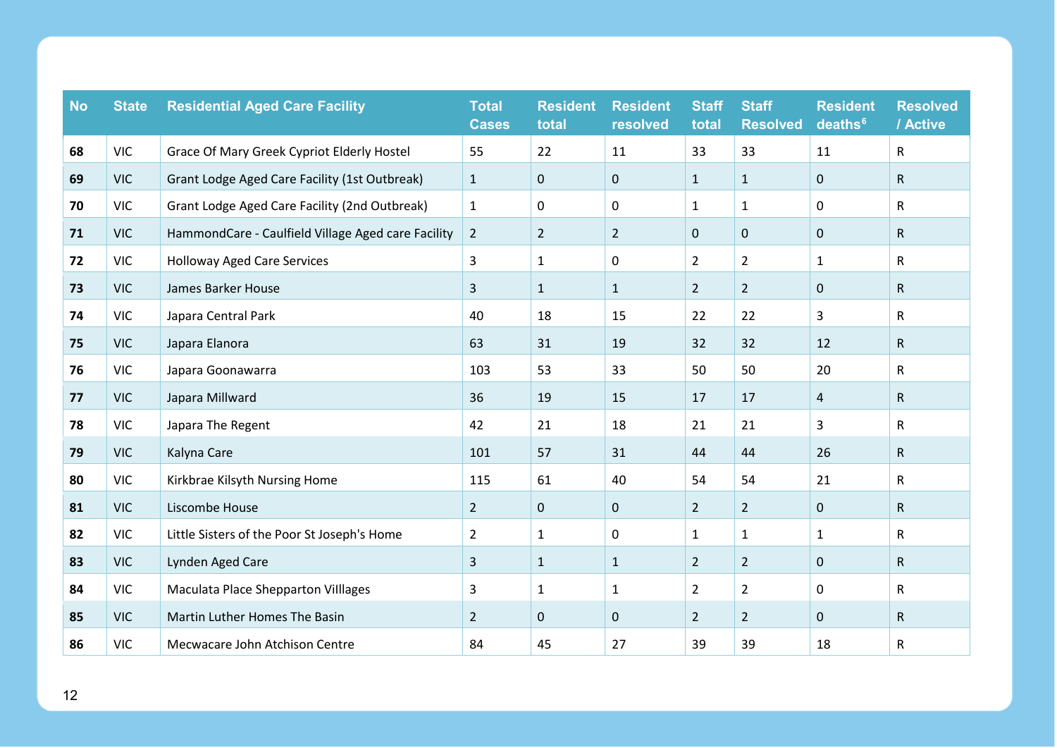| No | State | Residential Aged Care Facility | Total Cases | Resident total | Resident resolved | Staff total | Staff Resolved | Resident deaths[6] | Resolved / Active |
|---|---|---|---|---|---|---|---|---|---|
| **68** | VIC | Grace Of Mary Greek Cypriot Elderly Hostel | 55 | 22 | 11 | 33 | 33 | 11 | R |
| **69** | VIC | Grant Lodge Aged Care Facility (1st Outbreak) | 1 | 0 | 0 | 1 | 1 | 0 | R |
| **70** | VIC | Grant Lodge Aged Care Facility (2nd Outbreak) | 1 | 0 | 0 | 1 | 1 | 0 | R |
| **71** | VIC | HammondCare - Caulfield Village Aged care Facility | 2 | 2 | 2 | 0 | 0 | 0 | R |
| **72** | VIC | Holloway Aged Care Services | 3 | 1 | 0 | 2 | 2 | 1 | R |
| **73** | VIC | James Barker House | 3 | 1 | 1 | 2 | 2 | 0 | R |
| **74** | VIC | Japara Central Park | 40 | 18 | 15 | 22 | 22 | 3 | R |
| **75** | VIC | Japara Elanora | 63 | 31 | 19 | 32 | 32 | 12 | R |
| **76** | VIC | Japara Goonawarra | 103 | 53 | 33 | 50 | 50 | 20 | R |
| **77** | VIC | Japara Millward | 36 | 19 | 15 | 17 | 17 | 4 | R |
| **78** | VIC | Japara The Regent | 42 | 21 | 18 | 21 | 21 | 3 | R |
| **79** | VIC | Kalyna Care | 101 | 57 | 31 | 44 | 44 | 26 | R |
| **80** | VIC | Kirkbrae Kilsyth Nursing Home | 115 | 61 | 40 | 54 | 54 | 21 | R |
| **81** | VIC | Liscombe House | 2 | 0 | 0 | 2 | 2 | 0 | R |
| **82** | VIC | Little Sisters of the Poor St Joseph's Home | 2 | 1 | 0 | 1 | 1 | 1 | R |
| **83** | VIC | Lynden Aged Care | 3 | 1 | 1 | 2 | 2 | 0 | R |
| **84** | VIC | Maculata Place Shepparton Villlages | 3 | 1 | 1 | 2 | 2 | 0 | R |
| **85** | VIC | Martin Luther Homes The Basin | 2 | 0 | 0 | 2 | 2 | 0 | R |
| **86** | VIC | Mecwacare John Atchison Centre | 84 | 45 | 27 | 39 | 39 | 18 | R |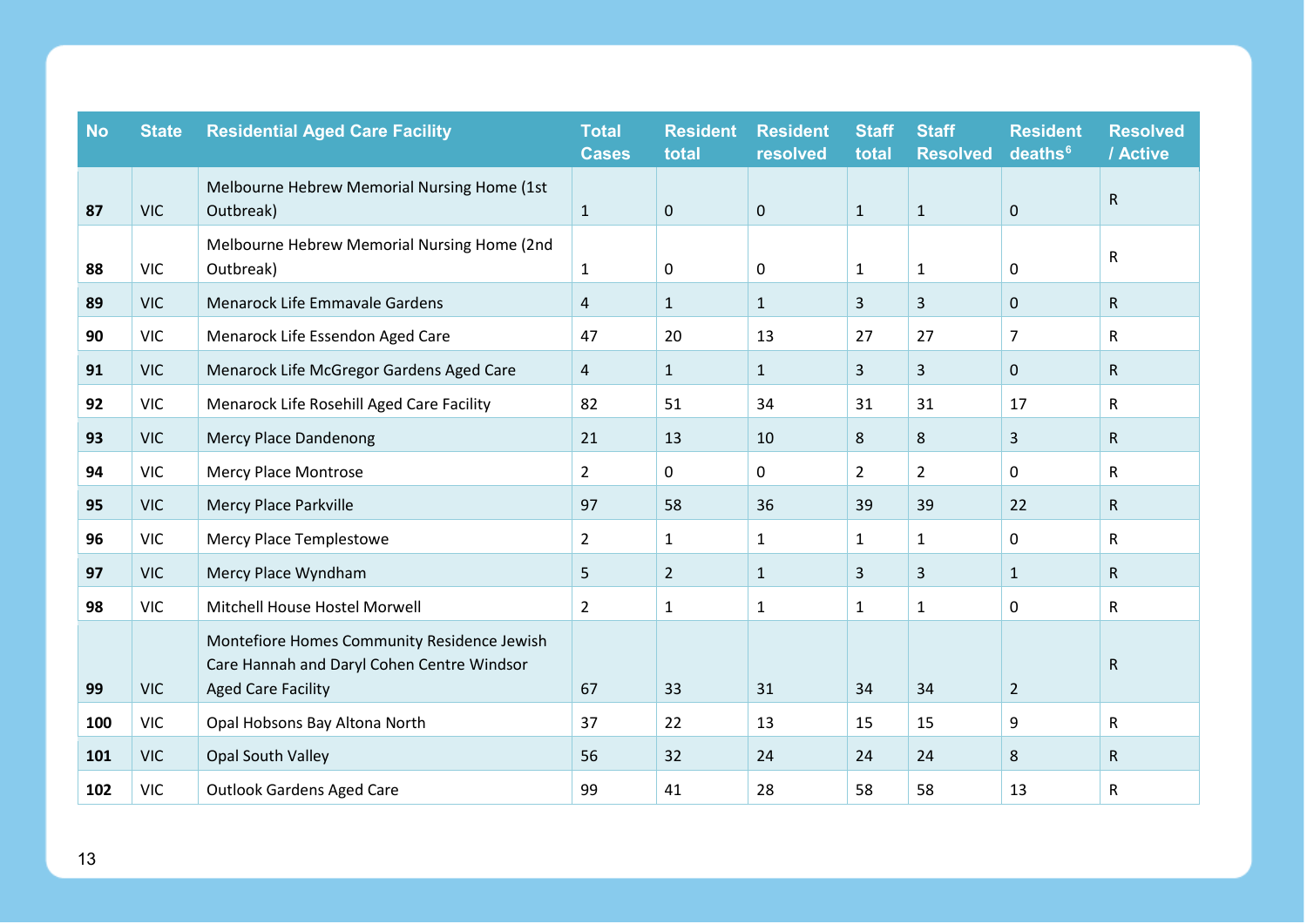| No | State | Residential Aged Care Facility | Total Cases | Resident total | Resident resolved | Staff total | Staff Resolved | Resident deaths[6] | Resolved / Active |
|---|---|---|---|---|---|---|---|---|---|
| **87** | VIC | Melbourne Hebrew Memorial Nursing Home (1st Outbreak) | 1 | 0 | 0 | 1 | 1 | 0 | R |
| **88** | VIC | Melbourne Hebrew Memorial Nursing Home (2nd Outbreak) | 1 | 0 | 0 | 1 | 1 | 0 | R |
| **89** | VIC | Menarock Life Emmavale Gardens | 4 | 1 | 1 | 3 | 3 | 0 | R |
| **90** | VIC | Menarock Life Essendon Aged Care | 47 | 20 | 13 | 27 | 27 | 7 | R |
| **91** | VIC | Menarock Life McGregor Gardens Aged Care | 4 | 1 | 1 | 3 | 3 | 0 | R |
| **92** | VIC | Menarock Life Rosehill Aged Care Facility | 82 | 51 | 34 | 31 | 31 | 17 | R |
| **93** | VIC | Mercy Place Dandenong | 21 | 13 | 10 | 8 | 8 | 3 | R |
| **94** | VIC | Mercy Place Montrose | 2 | 0 | 0 | 2 | 2 | 0 | R |
| **95** | VIC | Mercy Place Parkville | 97 | 58 | 36 | 39 | 39 | 22 | R |
| **96** | VIC | Mercy Place Templestowe | 2 | 1 | 1 | 1 | 1 | 0 | R |
| **97** | VIC | Mercy Place Wyndham | 5 | 2 | 1 | 3 | 3 | 1 | R |
| **98** | VIC | Mitchell House Hostel Morwell | 2 | 1 | 1 | 1 | 1 | 0 | R |
| **99** | VIC | Montefiore Homes Community Residence Jewish Care Hannah and Daryl Cohen Centre Windsor Aged Care Facility | 67 | 33 | 31 | 34 | 34 | 2 | R |
| **100** | VIC | Opal Hobsons Bay Altona North | 37 | 22 | 13 | 15 | 15 | 9 | R |
| **101** | VIC | Opal South Valley | 56 | 32 | 24 | 24 | 24 | 8 | R |
| **102** | VIC | Outlook Gardens Aged Care | 99 | 41 | 28 | 58 | 58 | 13 | R |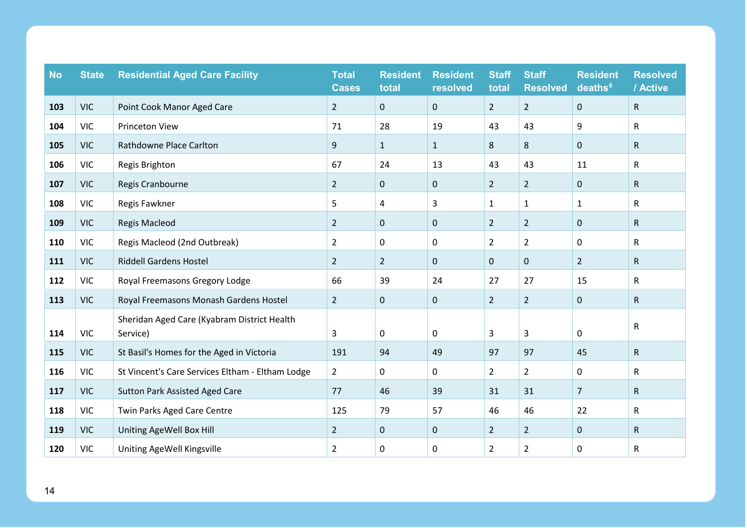| No | State | Residential Aged Care Facility | Total Cases | Resident total | Resident resolved | Staff total | Staff Resolved | Resident deaths[6] | Resolved / Active |
|---|---|---|---|---|---|---|---|---|---|
| **103** | VIC | Point Cook Manor Aged Care | 2 | 0 | 0 | 2 | 2 | 0 | R |
| **104** | VIC | Princeton View | 71 | 28 | 19 | 43 | 43 | 9 | R |
| **105** | VIC | Rathdowne Place Carlton | 9 | 1 | 1 | 8 | 8 | 0 | R |
| **106** | VIC | Regis Brighton | 67 | 24 | 13 | 43 | 43 | 11 | R |
| **107** | VIC | Regis Cranbourne | 2 | 0 | 0 | 2 | 2 | 0 | R |
| **108** | VIC | Regis Fawkner | 5 | 4 | 3 | 1 | 1 | 1 | R |
| **109** | VIC | Regis Macleod | 2 | 0 | 0 | 2 | 2 | 0 | R |
| **110** | VIC | Regis Macleod (2nd Outbreak) | 2 | 0 | 0 | 2 | 2 | 0 | R |
| **111** | VIC | Riddell Gardens Hostel | 2 | 2 | 0 | 0 | 0 | 2 | R |
| **112** | VIC | Royal Freemasons Gregory Lodge | 66 | 39 | 24 | 27 | 27 | 15 | R |
| **113** | VIC | Royal Freemasons Monash Gardens Hostel | 2 | 0 | 0 | 2 | 2 | 0 | R |
| **114** | VIC | Sheridan Aged Care (Kyabram District Health Service) | 3 | 0 | 0 | 3 | 3 | 0 | R |
| **115** | VIC | St Basil's Homes for the Aged in Victoria | 191 | 94 | 49 | 97 | 97 | 45 | R |
| **116** | VIC | St Vincent's Care Services Eltham - Eltham Lodge | 2 | 0 | 0 | 2 | 2 | 0 | R |
| **117** | VIC | Sutton Park Assisted Aged Care | 77 | 46 | 39 | 31 | 31 | 7 | R |
| **118** | VIC | Twin Parks Aged Care Centre | 125 | 79 | 57 | 46 | 46 | 22 | R |
| **119** | VIC | Uniting AgeWell Box Hill | 2 | 0 | 0 | 2 | 2 | 0 | R |
| **120** | VIC | Uniting AgeWell Kingsville | 2 | 0 | 0 | 2 | 2 | 0 | R |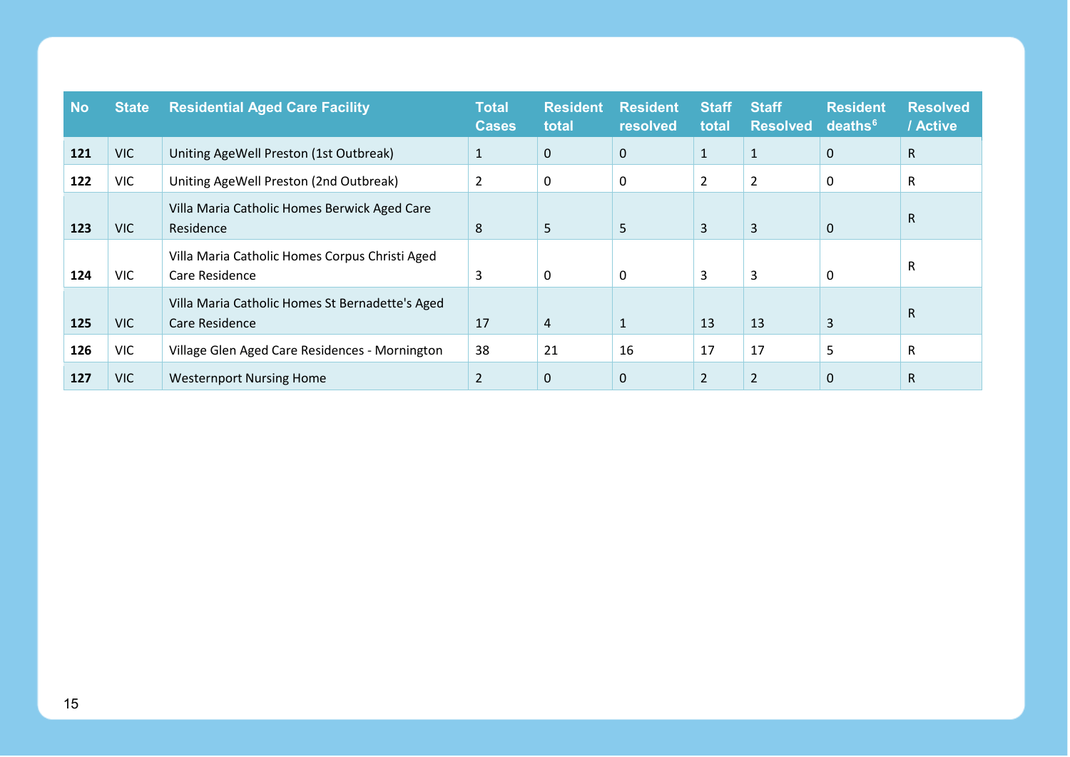| No | State | Residential Aged Care Facility | Total Cases | Resident total | Resident resolved | Staff total | Staff Resolved | Resident deaths[6] | Resolved / Active |
|---|---|---|---|---|---|---|---|---|---|
| **121** | VIC | Uniting AgeWell Preston (1st Outbreak) | 1 | 0 | 0 | 1 | 1 | 0 | R |
| **122** | VIC | Uniting AgeWell Preston (2nd Outbreak) | 2 | 0 | 0 | 2 | 2 | 0 | R |
| **123** | VIC | Villa Maria Catholic Homes Berwick Aged Care Residence | 8 | 5 | 5 | 3 | 3 | 0 | R |
| **124** | VIC | Villa Maria Catholic Homes Corpus Christi Aged Care Residence | 3 | 0 | 0 | 3 | 3 | 0 | R |
| **125** | VIC | Villa Maria Catholic Homes St Bernadette's Aged Care Residence | 17 | 4 | 1 | 13 | 13 | 3 | R |
| **126** | VIC | Village Glen Aged Care Residences - Mornington | 38 | 21 | 16 | 17 | 17 | 5 | R |
| **127** | VIC | Westernport Nursing Home | 2 | 0 | 0 | 2 | 2 | 0 | R |